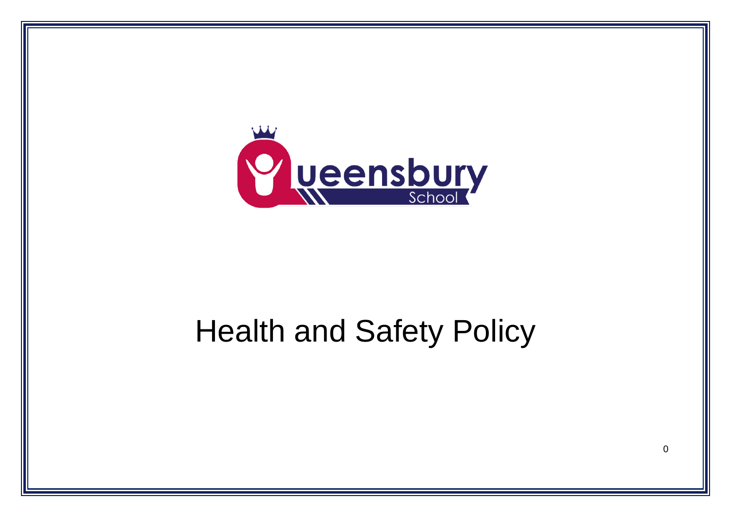# Health and Safety Policy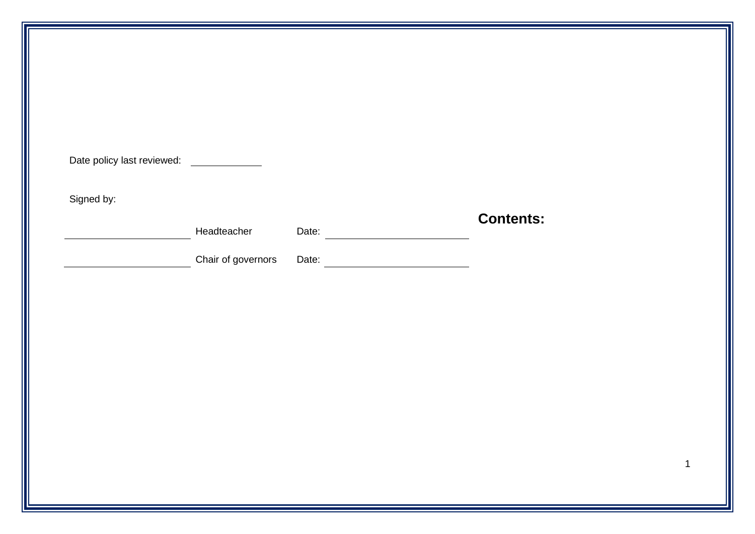Date policy last reviewed: ____________

Signed by:

______________________ Headteacher Date: ______________________

______________________ Chair of governors Date: ______________________

## Contents: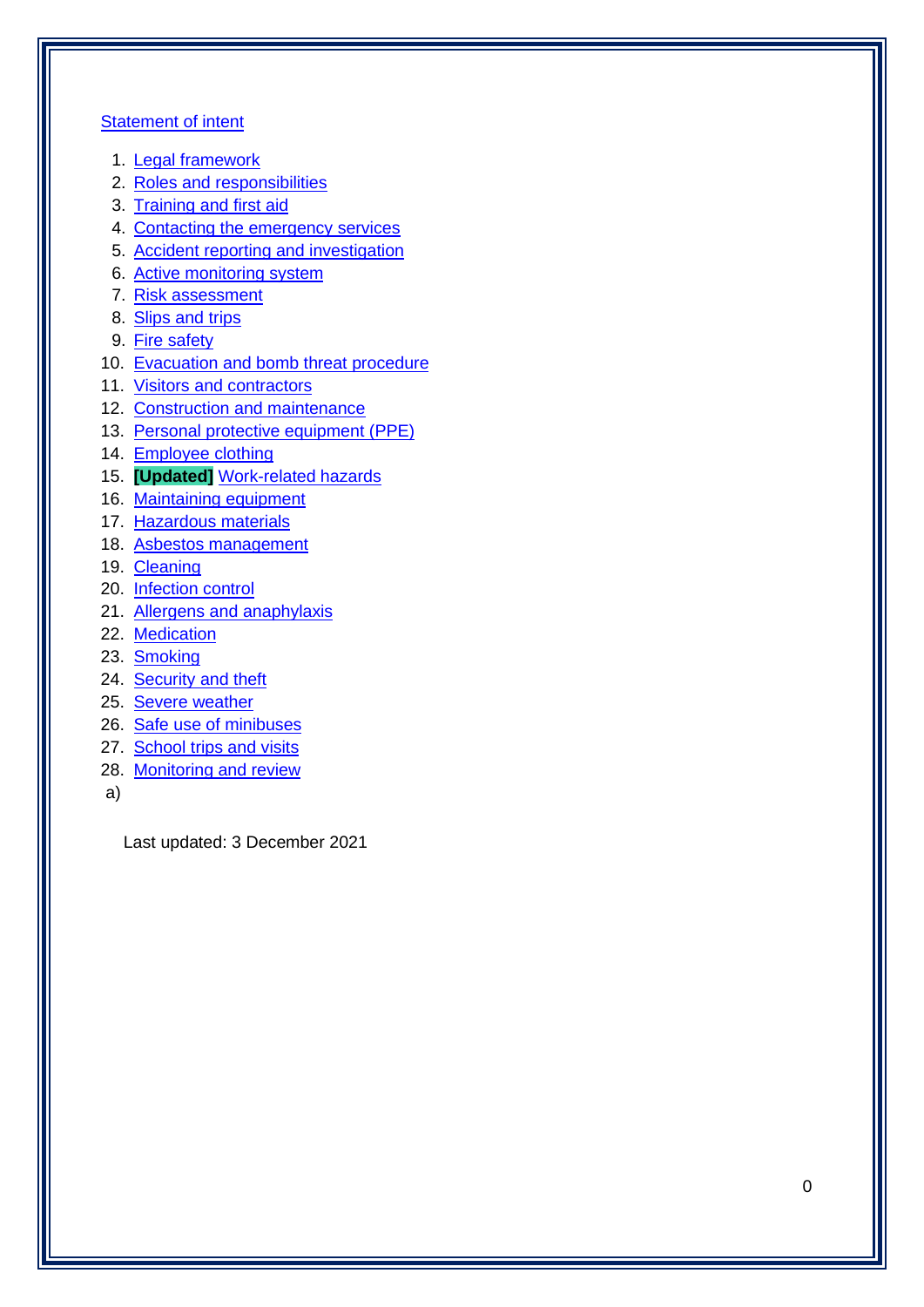Statement of intent

1. Legal framework
2. Roles and responsibilities
3. Training and first aid
4. Contacting the emergency services
5. Accident reporting and investigation
6. Active monitoring system
7. Risk assessment
8. Slips and trips
9. Fire safety
10. Evacuation and bomb threat procedure
11. Visitors and contractors
12. Construction and maintenance
13. Personal protective equipment (PPE)
14. Employee clothing
15. **[Updated]** Work-related hazards
16. Maintaining equipment
17. Hazardous materials
18. Asbestos management
19. Cleaning
20. Infection control
21. Allergens and anaphylaxis
22. Medication
23. Smoking
24. Security and theft
25. Severe weather
26. Safe use of minibuses
27. School trips and visits
28. Monitoring and review

a)

Last updated: 3 December 2021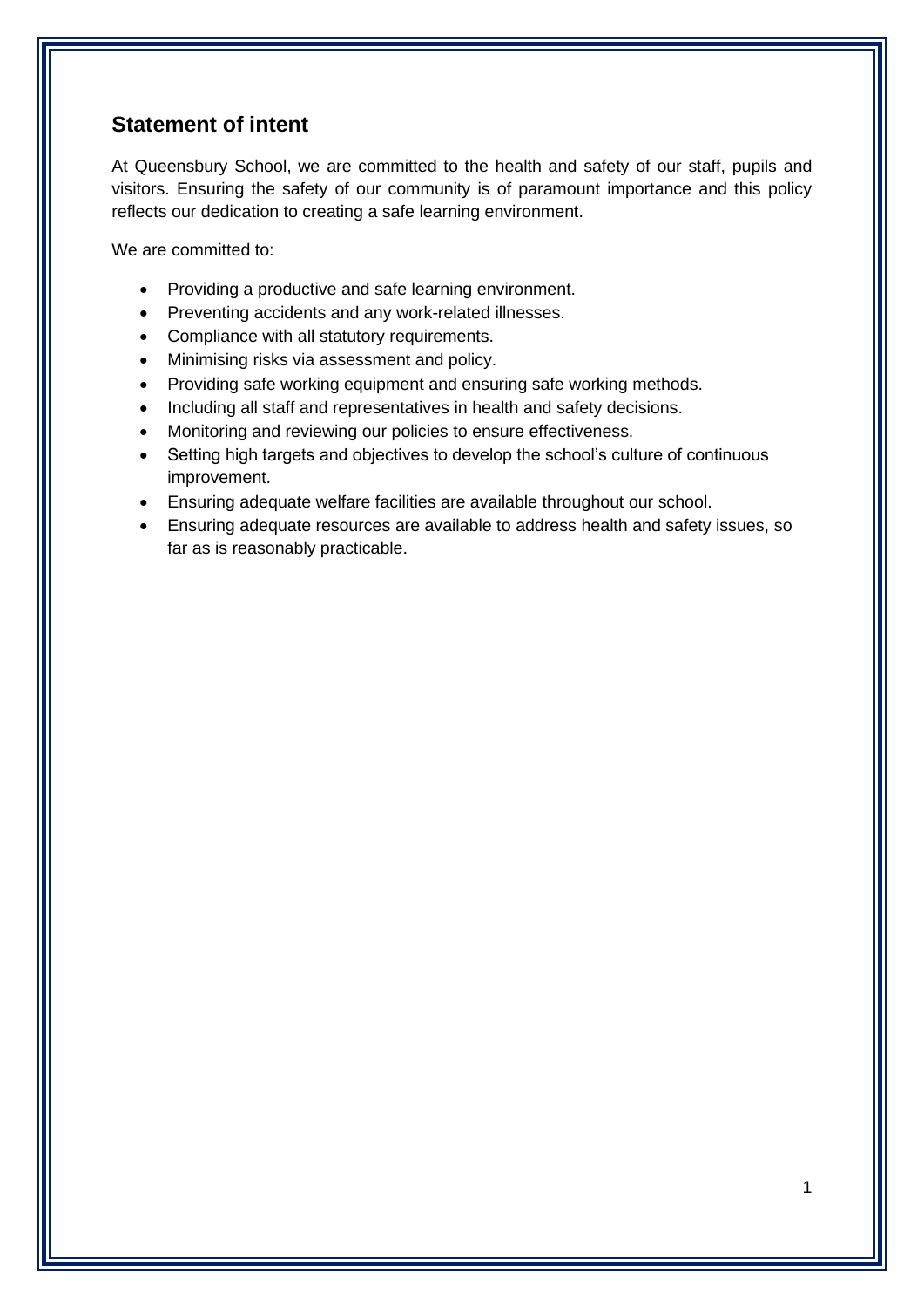## Statement of intent

At Queensbury School, we are committed to the health and safety of our staff, pupils and visitors. Ensuring the safety of our community is of paramount importance and this policy reflects our dedication to creating a safe learning environment.

We are committed to:

- Providing a productive and safe learning environment.
- Preventing accidents and any work-related illnesses.
- Compliance with all statutory requirements.
- Minimising risks via assessment and policy.
- Providing safe working equipment and ensuring safe working methods.
- Including all staff and representatives in health and safety decisions.
- Monitoring and reviewing our policies to ensure effectiveness.
- Setting high targets and objectives to develop the school's culture of continuous improvement.
- Ensuring adequate welfare facilities are available throughout our school.
- Ensuring adequate resources are available to address health and safety issues, so far as is reasonably practicable.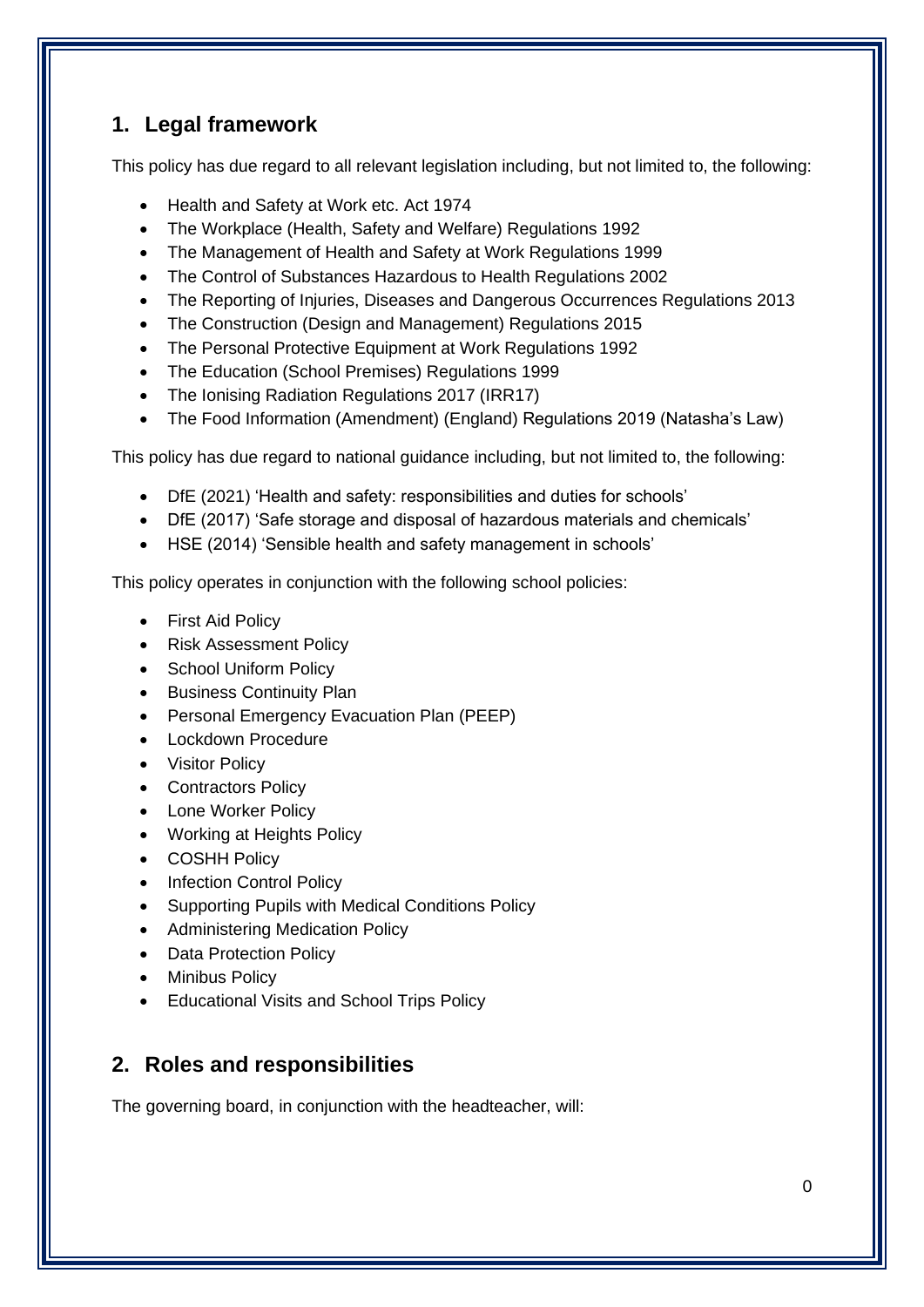## 1. Legal framework

This policy has due regard to all relevant legislation including, but not limited to, the following:

- Health and Safety at Work etc. Act 1974
- The Workplace (Health, Safety and Welfare) Regulations 1992
- The Management of Health and Safety at Work Regulations 1999
- The Control of Substances Hazardous to Health Regulations 2002
- The Reporting of Injuries, Diseases and Dangerous Occurrences Regulations 2013
- The Construction (Design and Management) Regulations 2015
- The Personal Protective Equipment at Work Regulations 1992
- The Education (School Premises) Regulations 1999
- The Ionising Radiation Regulations 2017 (IRR17)
- The Food Information (Amendment) (England) Regulations 2019 (Natasha's Law)

This policy has due regard to national guidance including, but not limited to, the following:

- DfE (2021) 'Health and safety: responsibilities and duties for schools'
- DfE (2017) 'Safe storage and disposal of hazardous materials and chemicals'
- HSE (2014) 'Sensible health and safety management in schools'

This policy operates in conjunction with the following school policies:

- First Aid Policy
- Risk Assessment Policy
- School Uniform Policy
- Business Continuity Plan
- Personal Emergency Evacuation Plan (PEEP)
- Lockdown Procedure
- Visitor Policy
- Contractors Policy
- Lone Worker Policy
- Working at Heights Policy
- COSHH Policy
- Infection Control Policy
- Supporting Pupils with Medical Conditions Policy
- Administering Medication Policy
- Data Protection Policy
- Minibus Policy
- Educational Visits and School Trips Policy

## 2. Roles and responsibilities

The governing board, in conjunction with the headteacher, will: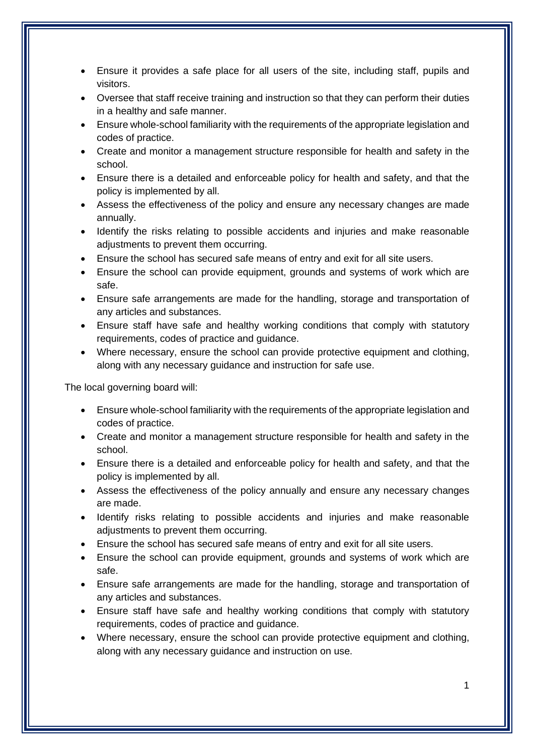- Ensure it provides a safe place for all users of the site, including staff, pupils and visitors.
- Oversee that staff receive training and instruction so that they can perform their duties in a healthy and safe manner.
- Ensure whole-school familiarity with the requirements of the appropriate legislation and codes of practice.
- Create and monitor a management structure responsible for health and safety in the school.
- Ensure there is a detailed and enforceable policy for health and safety, and that the policy is implemented by all.
- Assess the effectiveness of the policy and ensure any necessary changes are made annually.
- Identify the risks relating to possible accidents and injuries and make reasonable adjustments to prevent them occurring.
- Ensure the school has secured safe means of entry and exit for all site users.
- Ensure the school can provide equipment, grounds and systems of work which are safe.
- Ensure safe arrangements are made for the handling, storage and transportation of any articles and substances.
- Ensure staff have safe and healthy working conditions that comply with statutory requirements, codes of practice and guidance.
- Where necessary, ensure the school can provide protective equipment and clothing, along with any necessary guidance and instruction for safe use.

The local governing board will:

- Ensure whole-school familiarity with the requirements of the appropriate legislation and codes of practice.
- Create and monitor a management structure responsible for health and safety in the school.
- Ensure there is a detailed and enforceable policy for health and safety, and that the policy is implemented by all.
- Assess the effectiveness of the policy annually and ensure any necessary changes are made.
- Identify risks relating to possible accidents and injuries and make reasonable adjustments to prevent them occurring.
- Ensure the school has secured safe means of entry and exit for all site users.
- Ensure the school can provide equipment, grounds and systems of work which are safe.
- Ensure safe arrangements are made for the handling, storage and transportation of any articles and substances.
- Ensure staff have safe and healthy working conditions that comply with statutory requirements, codes of practice and guidance.
- Where necessary, ensure the school can provide protective equipment and clothing, along with any necessary guidance and instruction on use.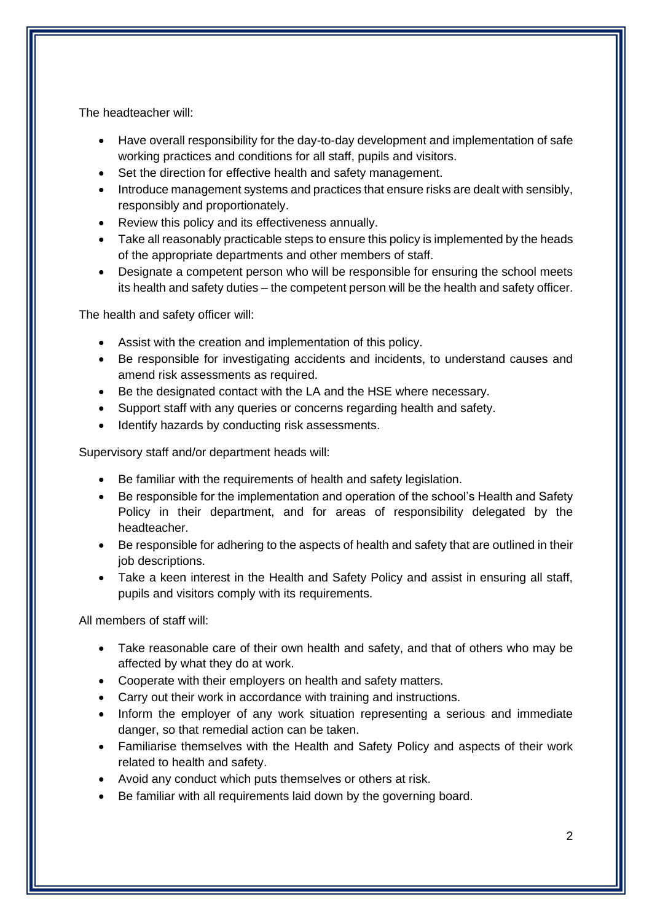The headteacher will:

- Have overall responsibility for the day-to-day development and implementation of safe working practices and conditions for all staff, pupils and visitors.
- Set the direction for effective health and safety management.
- Introduce management systems and practices that ensure risks are dealt with sensibly, responsibly and proportionately.
- Review this policy and its effectiveness annually.
- Take all reasonably practicable steps to ensure this policy is implemented by the heads of the appropriate departments and other members of staff.
- Designate a competent person who will be responsible for ensuring the school meets its health and safety duties – the competent person will be the health and safety officer.

The health and safety officer will:

- Assist with the creation and implementation of this policy.
- Be responsible for investigating accidents and incidents, to understand causes and amend risk assessments as required.
- Be the designated contact with the LA and the HSE where necessary.
- Support staff with any queries or concerns regarding health and safety.
- Identify hazards by conducting risk assessments.

Supervisory staff and/or department heads will:

- Be familiar with the requirements of health and safety legislation.
- Be responsible for the implementation and operation of the school's Health and Safety Policy in their department, and for areas of responsibility delegated by the headteacher.
- Be responsible for adhering to the aspects of health and safety that are outlined in their job descriptions.
- Take a keen interest in the Health and Safety Policy and assist in ensuring all staff, pupils and visitors comply with its requirements.

All members of staff will:

- Take reasonable care of their own health and safety, and that of others who may be affected by what they do at work.
- Cooperate with their employers on health and safety matters.
- Carry out their work in accordance with training and instructions.
- Inform the employer of any work situation representing a serious and immediate danger, so that remedial action can be taken.
- Familiarise themselves with the Health and Safety Policy and aspects of their work related to health and safety.
- Avoid any conduct which puts themselves or others at risk.
- Be familiar with all requirements laid down by the governing board.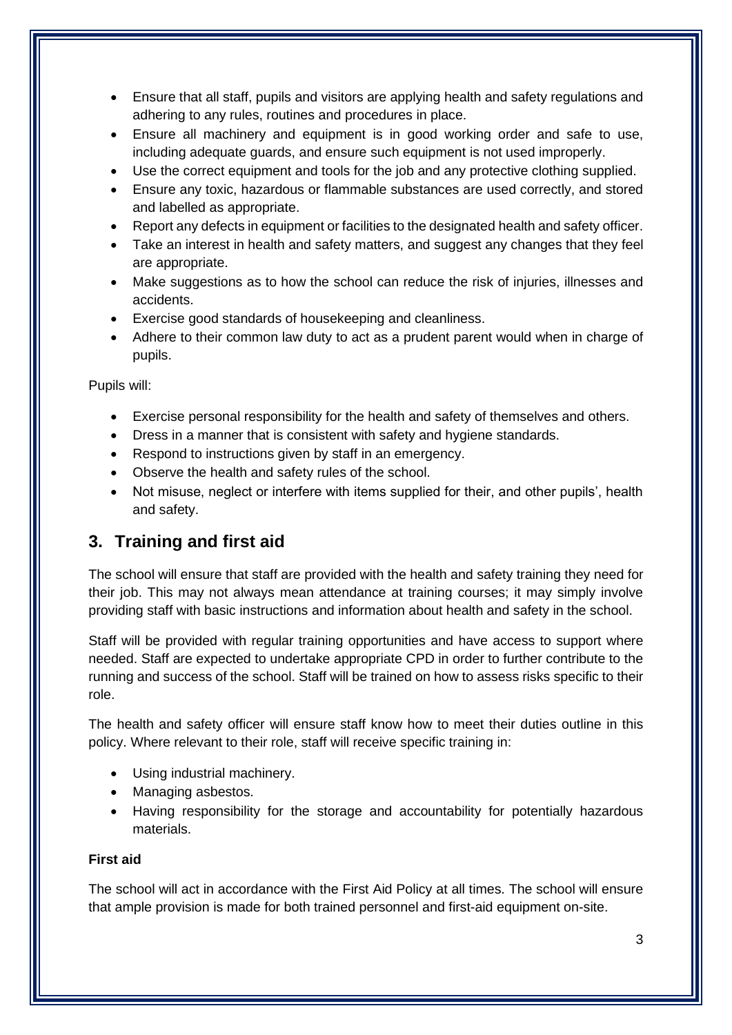- Ensure that all staff, pupils and visitors are applying health and safety regulations and adhering to any rules, routines and procedures in place.
- Ensure all machinery and equipment is in good working order and safe to use, including adequate guards, and ensure such equipment is not used improperly.
- Use the correct equipment and tools for the job and any protective clothing supplied.
- Ensure any toxic, hazardous or flammable substances are used correctly, and stored and labelled as appropriate.
- Report any defects in equipment or facilities to the designated health and safety officer.
- Take an interest in health and safety matters, and suggest any changes that they feel are appropriate.
- Make suggestions as to how the school can reduce the risk of injuries, illnesses and accidents.
- Exercise good standards of housekeeping and cleanliness.
- Adhere to their common law duty to act as a prudent parent would when in charge of pupils.

Pupils will:

- Exercise personal responsibility for the health and safety of themselves and others.
- Dress in a manner that is consistent with safety and hygiene standards.
- Respond to instructions given by staff in an emergency.
- Observe the health and safety rules of the school.
- Not misuse, neglect or interfere with items supplied for their, and other pupils', health and safety.

## 3. Training and first aid

The school will ensure that staff are provided with the health and safety training they need for their job. This may not always mean attendance at training courses; it may simply involve providing staff with basic instructions and information about health and safety in the school.

Staff will be provided with regular training opportunities and have access to support where needed. Staff are expected to undertake appropriate CPD in order to further contribute to the running and success of the school. Staff will be trained on how to assess risks specific to their role.

The health and safety officer will ensure staff know how to meet their duties outline in this policy. Where relevant to their role, staff will receive specific training in:

- Using industrial machinery.
- Managing asbestos.
- Having responsibility for the storage and accountability for potentially hazardous materials.

**First aid**

The school will act in accordance with the First Aid Policy at all times. The school will ensure that ample provision is made for both trained personnel and first-aid equipment on-site.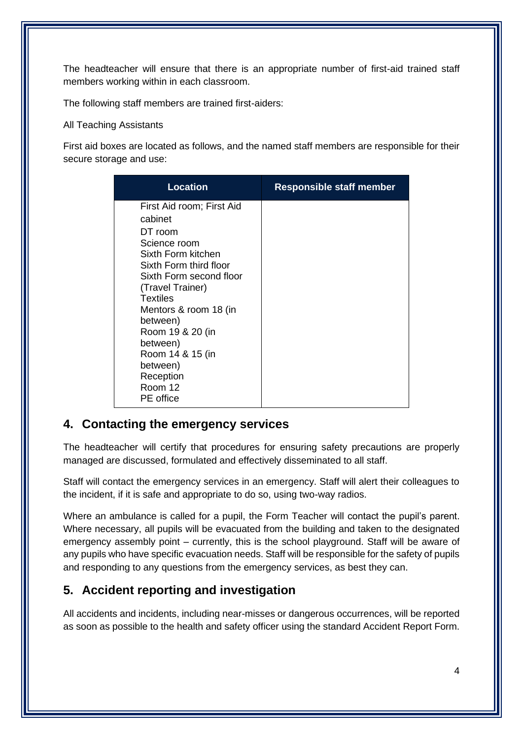The headteacher will ensure that there is an appropriate number of first-aid trained staff members working within in each classroom.

The following staff members are trained first-aiders:

All Teaching Assistants

First aid boxes are located as follows, and the named staff members are responsible for their secure storage and use:

| Location | Responsible staff member |
| --- | --- |
| First Aid room; First Aid cabinet<br>DT room<br>Science room<br>Sixth Form kitchen<br>Sixth Form third floor<br>Sixth Form second floor (Travel Trainer)<br>Textiles<br>Mentors & room 18 (in between)<br>Room 19 & 20 (in between)<br>Room 14 & 15 (in between)<br>Reception<br>Room 12<br>PE office | |

## 4. Contacting the emergency services

The headteacher will certify that procedures for ensuring safety precautions are properly managed are discussed, formulated and effectively disseminated to all staff.

Staff will contact the emergency services in an emergency. Staff will alert their colleagues to the incident, if it is safe and appropriate to do so, using two-way radios.

Where an ambulance is called for a pupil, the Form Teacher will contact the pupil's parent. Where necessary, all pupils will be evacuated from the building and taken to the designated emergency assembly point – currently, this is the school playground. Staff will be aware of any pupils who have specific evacuation needs. Staff will be responsible for the safety of pupils and responding to any questions from the emergency services, as best they can.

## 5. Accident reporting and investigation

All accidents and incidents, including near-misses or dangerous occurrences, will be reported as soon as possible to the health and safety officer using the standard Accident Report Form.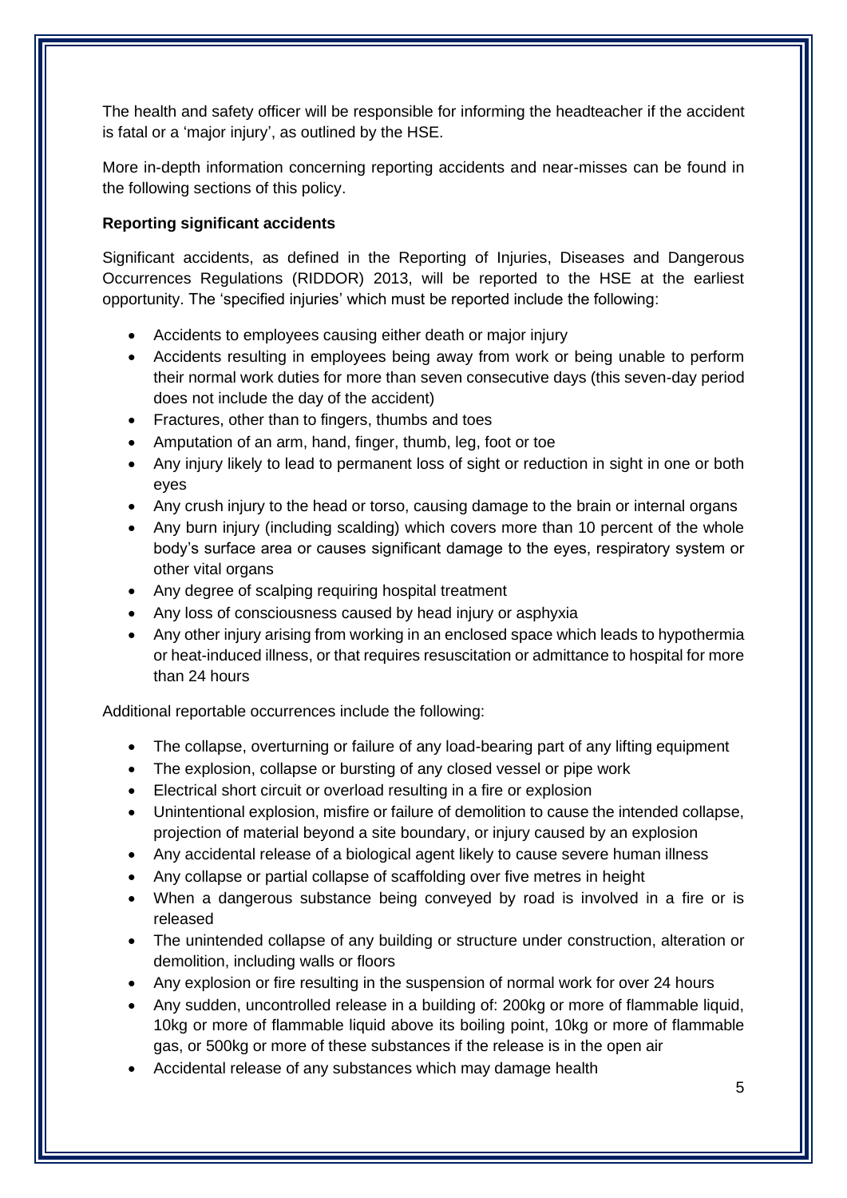The health and safety officer will be responsible for informing the headteacher if the accident is fatal or a 'major injury', as outlined by the HSE.

More in-depth information concerning reporting accidents and near-misses can be found in the following sections of this policy.

**Reporting significant accidents**

Significant accidents, as defined in the Reporting of Injuries, Diseases and Dangerous Occurrences Regulations (RIDDOR) 2013, will be reported to the HSE at the earliest opportunity. The 'specified injuries' which must be reported include the following:

- Accidents to employees causing either death or major injury
- Accidents resulting in employees being away from work or being unable to perform their normal work duties for more than seven consecutive days (this seven-day period does not include the day of the accident)
- Fractures, other than to fingers, thumbs and toes
- Amputation of an arm, hand, finger, thumb, leg, foot or toe
- Any injury likely to lead to permanent loss of sight or reduction in sight in one or both eyes
- Any crush injury to the head or torso, causing damage to the brain or internal organs
- Any burn injury (including scalding) which covers more than 10 percent of the whole body's surface area or causes significant damage to the eyes, respiratory system or other vital organs
- Any degree of scalping requiring hospital treatment
- Any loss of consciousness caused by head injury or asphyxia
- Any other injury arising from working in an enclosed space which leads to hypothermia or heat-induced illness, or that requires resuscitation or admittance to hospital for more than 24 hours

Additional reportable occurrences include the following:

- The collapse, overturning or failure of any load-bearing part of any lifting equipment
- The explosion, collapse or bursting of any closed vessel or pipe work
- Electrical short circuit or overload resulting in a fire or explosion
- Unintentional explosion, misfire or failure of demolition to cause the intended collapse, projection of material beyond a site boundary, or injury caused by an explosion
- Any accidental release of a biological agent likely to cause severe human illness
- Any collapse or partial collapse of scaffolding over five metres in height
- When a dangerous substance being conveyed by road is involved in a fire or is released
- The unintended collapse of any building or structure under construction, alteration or demolition, including walls or floors
- Any explosion or fire resulting in the suspension of normal work for over 24 hours
- Any sudden, uncontrolled release in a building of: 200kg or more of flammable liquid, 10kg or more of flammable liquid above its boiling point, 10kg or more of flammable gas, or 500kg or more of these substances if the release is in the open air
- Accidental release of any substances which may damage health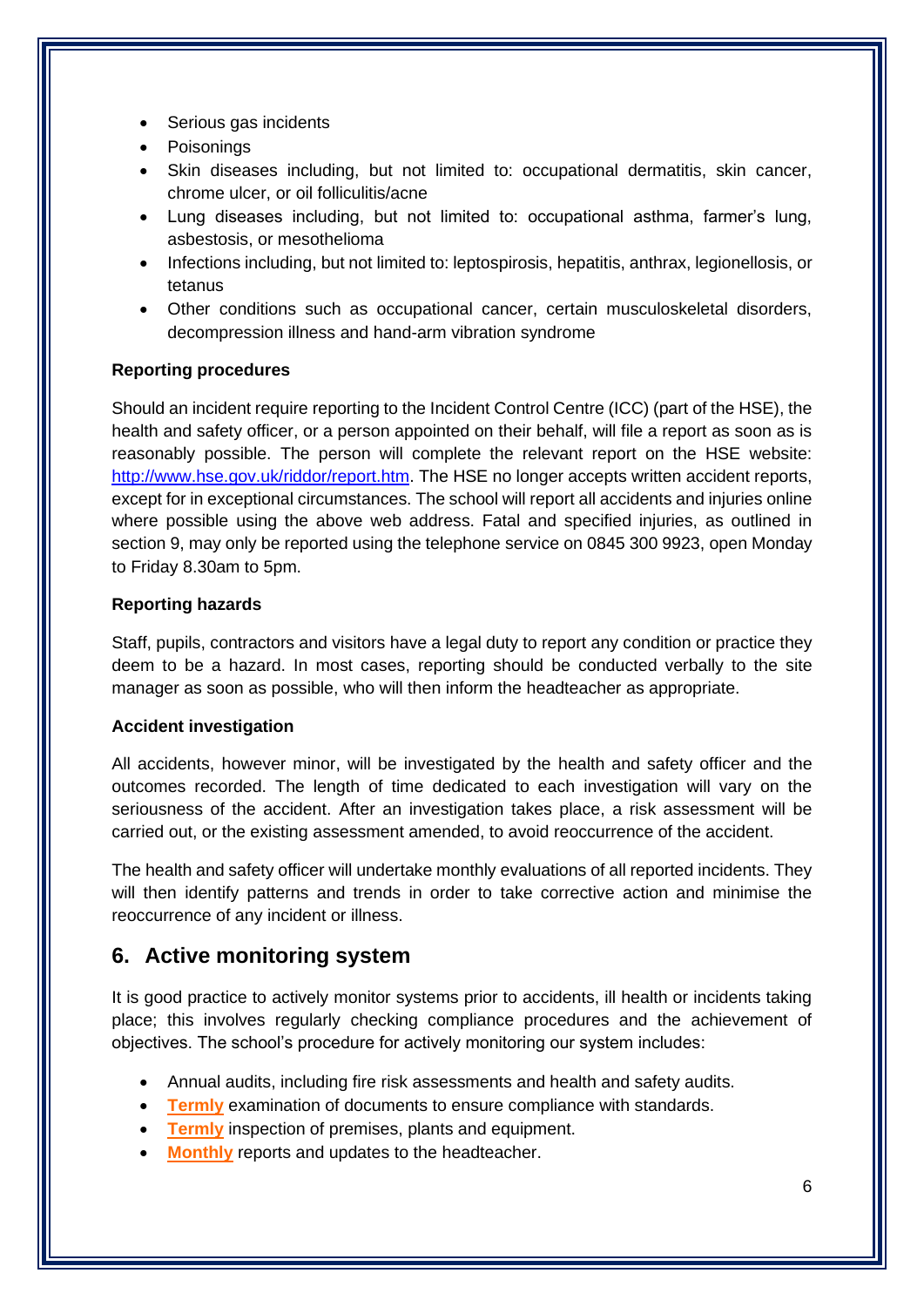- Serious gas incidents
- Poisonings
- Skin diseases including, but not limited to: occupational dermatitis, skin cancer, chrome ulcer, or oil folliculitis/acne
- Lung diseases including, but not limited to: occupational asthma, farmer's lung, asbestosis, or mesothelioma
- Infections including, but not limited to: leptospirosis, hepatitis, anthrax, legionellosis, or tetanus
- Other conditions such as occupational cancer, certain musculoskeletal disorders, decompression illness and hand-arm vibration syndrome

**Reporting procedures**

Should an incident require reporting to the Incident Control Centre (ICC) (part of the HSE), the health and safety officer, or a person appointed on their behalf, will file a report as soon as is reasonably possible. The person will complete the relevant report on the HSE website: [http://www.hse.gov.uk/riddor/report.htm](http://www.hse.gov.uk/riddor/report.htm). The HSE no longer accepts written accident reports, except for in exceptional circumstances. The school will report all accidents and injuries online where possible using the above web address. Fatal and specified injuries, as outlined in section 9, may only be reported using the telephone service on 0845 300 9923, open Monday to Friday 8.30am to 5pm.

**Reporting hazards**

Staff, pupils, contractors and visitors have a legal duty to report any condition or practice they deem to be a hazard. In most cases, reporting should be conducted verbally to the site manager as soon as possible, who will then inform the headteacher as appropriate.

**Accident investigation**

All accidents, however minor, will be investigated by the health and safety officer and the outcomes recorded. The length of time dedicated to each investigation will vary on the seriousness of the accident. After an investigation takes place, a risk assessment will be carried out, or the existing assessment amended, to avoid reoccurrence of the accident.

The health and safety officer will undertake monthly evaluations of all reported incidents. They will then identify patterns and trends in order to take corrective action and minimise the reoccurrence of any incident or illness.

## 6. Active monitoring system

It is good practice to actively monitor systems prior to accidents, ill health or incidents taking place; this involves regularly checking compliance procedures and the achievement of objectives. The school's procedure for actively monitoring our system includes:

- Annual audits, including fire risk assessments and health and safety audits.
- **Termly** examination of documents to ensure compliance with standards.
- **Termly** inspection of premises, plants and equipment.
- **Monthly** reports and updates to the headteacher.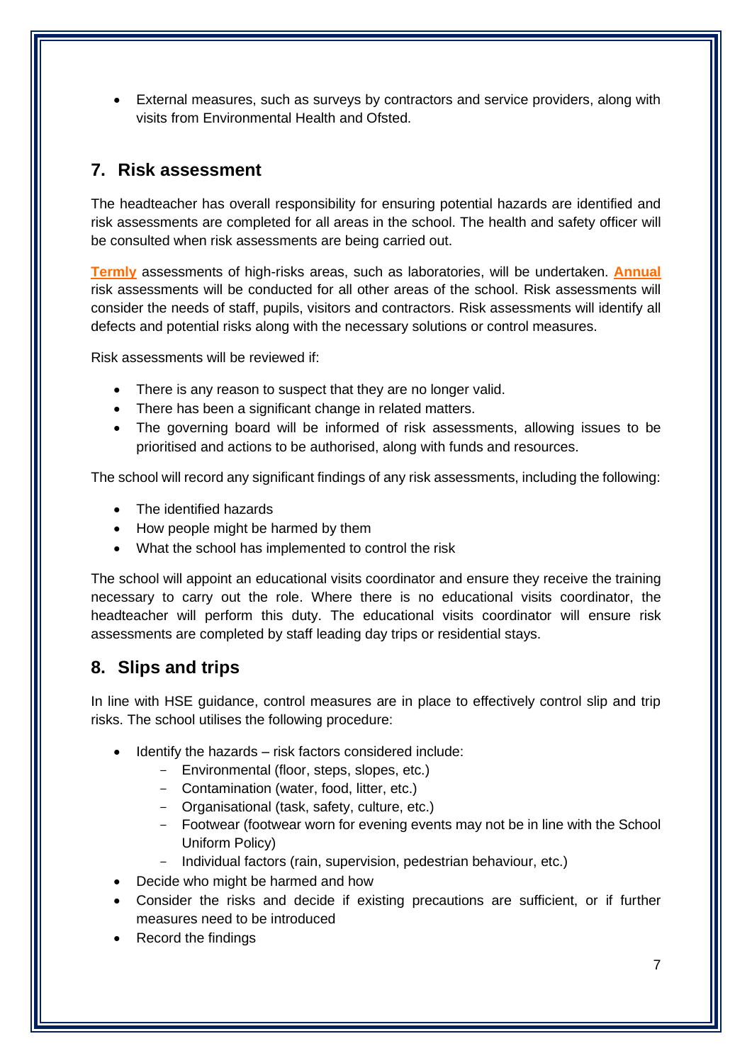- External measures, such as surveys by contractors and service providers, along with visits from Environmental Health and Ofsted.

## 7. Risk assessment

The headteacher has overall responsibility for ensuring potential hazards are identified and risk assessments are completed for all areas in the school. The health and safety officer will be consulted when risk assessments are being carried out.

**Termly** assessments of high-risks areas, such as laboratories, will be undertaken. **Annual** risk assessments will be conducted for all other areas of the school. Risk assessments will consider the needs of staff, pupils, visitors and contractors. Risk assessments will identify all defects and potential risks along with the necessary solutions or control measures.

Risk assessments will be reviewed if:

- There is any reason to suspect that they are no longer valid.
- There has been a significant change in related matters.
- The governing board will be informed of risk assessments, allowing issues to be prioritised and actions to be authorised, along with funds and resources.

The school will record any significant findings of any risk assessments, including the following:

- The identified hazards
- How people might be harmed by them
- What the school has implemented to control the risk

The school will appoint an educational visits coordinator and ensure they receive the training necessary to carry out the role. Where there is no educational visits coordinator, the headteacher will perform this duty. The educational visits coordinator will ensure risk assessments are completed by staff leading day trips or residential stays.

## 8. Slips and trips

In line with HSE guidance, control measures are in place to effectively control slip and trip risks. The school utilises the following procedure:

- Identify the hazards – risk factors considered include:
  - Environmental (floor, steps, slopes, etc.)
  - Contamination (water, food, litter, etc.)
  - Organisational (task, safety, culture, etc.)
  - Footwear (footwear worn for evening events may not be in line with the School Uniform Policy)
  - Individual factors (rain, supervision, pedestrian behaviour, etc.)
- Decide who might be harmed and how
- Consider the risks and decide if existing precautions are sufficient, or if further measures need to be introduced
- Record the findings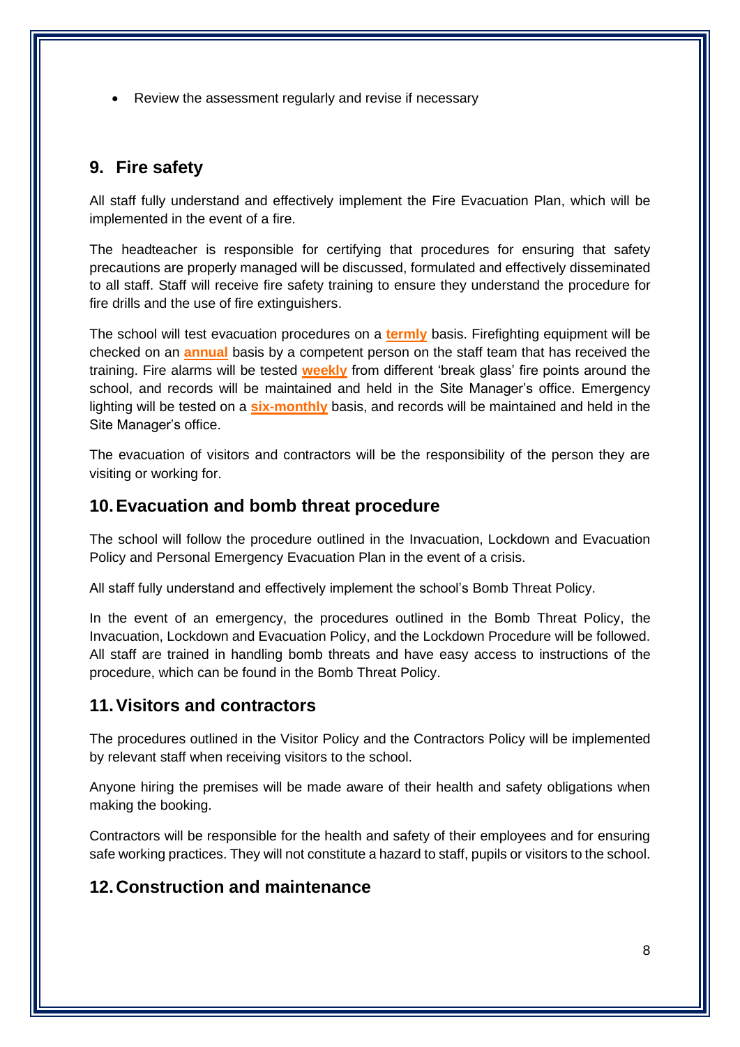- Review the assessment regularly and revise if necessary

## 9. Fire safety

All staff fully understand and effectively implement the Fire Evacuation Plan, which will be implemented in the event of a fire.

The headteacher is responsible for certifying that procedures for ensuring that safety precautions are properly managed will be discussed, formulated and effectively disseminated to all staff. Staff will receive fire safety training to ensure they understand the procedure for fire drills and the use of fire extinguishers.

The school will test evacuation procedures on a **termly** basis. Firefighting equipment will be checked on an **annual** basis by a competent person on the staff team that has received the training. Fire alarms will be tested **weekly** from different 'break glass' fire points around the school, and records will be maintained and held in the Site Manager's office. Emergency lighting will be tested on a **six-monthly** basis, and records will be maintained and held in the Site Manager's office.

The evacuation of visitors and contractors will be the responsibility of the person they are visiting or working for.

## 10. Evacuation and bomb threat procedure

The school will follow the procedure outlined in the Invacuation, Lockdown and Evacuation Policy and Personal Emergency Evacuation Plan in the event of a crisis.

All staff fully understand and effectively implement the school's Bomb Threat Policy.

In the event of an emergency, the procedures outlined in the Bomb Threat Policy, the Invacuation, Lockdown and Evacuation Policy, and the Lockdown Procedure will be followed. All staff are trained in handling bomb threats and have easy access to instructions of the procedure, which can be found in the Bomb Threat Policy.

## 11. Visitors and contractors

The procedures outlined in the Visitor Policy and the Contractors Policy will be implemented by relevant staff when receiving visitors to the school.

Anyone hiring the premises will be made aware of their health and safety obligations when making the booking.

Contractors will be responsible for the health and safety of their employees and for ensuring safe working practices. They will not constitute a hazard to staff, pupils or visitors to the school.

## 12. Construction and maintenance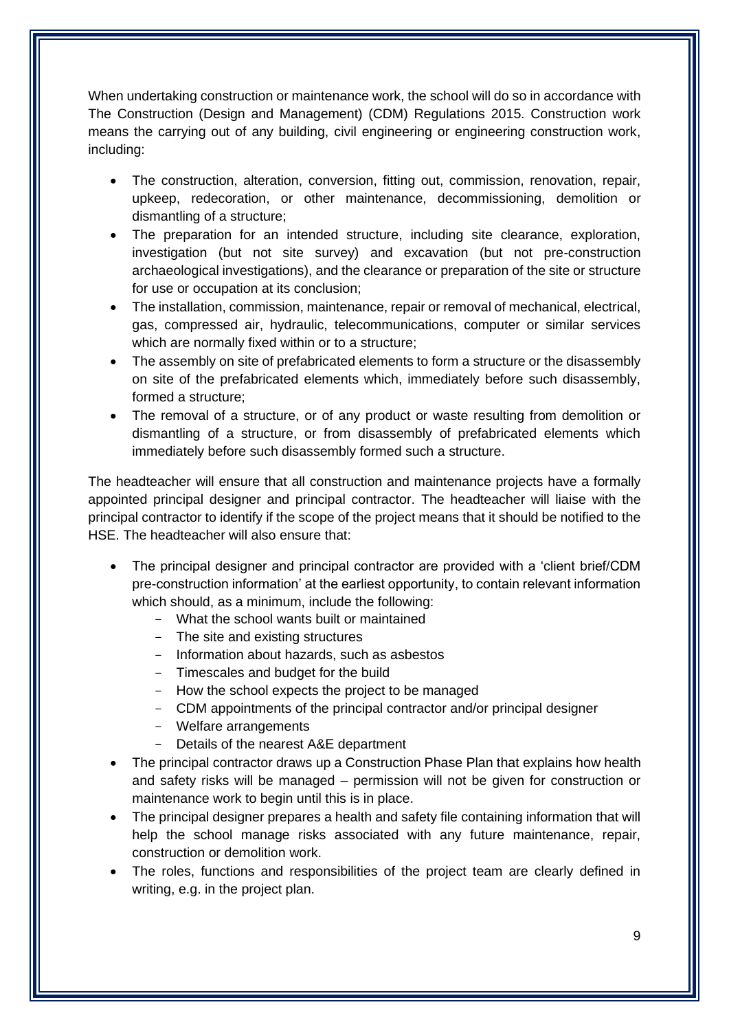When undertaking construction or maintenance work, the school will do so in accordance with The Construction (Design and Management) (CDM) Regulations 2015. Construction work means the carrying out of any building, civil engineering or engineering construction work, including:

- The construction, alteration, conversion, fitting out, commission, renovation, repair, upkeep, redecoration, or other maintenance, decommissioning, demolition or dismantling of a structure;
- The preparation for an intended structure, including site clearance, exploration, investigation (but not site survey) and excavation (but not pre-construction archaeological investigations), and the clearance or preparation of the site or structure for use or occupation at its conclusion;
- The installation, commission, maintenance, repair or removal of mechanical, electrical, gas, compressed air, hydraulic, telecommunications, computer or similar services which are normally fixed within or to a structure;
- The assembly on site of prefabricated elements to form a structure or the disassembly on site of the prefabricated elements which, immediately before such disassembly, formed a structure;
- The removal of a structure, or of any product or waste resulting from demolition or dismantling of a structure, or from disassembly of prefabricated elements which immediately before such disassembly formed such a structure.

The headteacher will ensure that all construction and maintenance projects have a formally appointed principal designer and principal contractor. The headteacher will liaise with the principal contractor to identify if the scope of the project means that it should be notified to the HSE. The headteacher will also ensure that:

- The principal designer and principal contractor are provided with a 'client brief/CDM pre-construction information' at the earliest opportunity, to contain relevant information which should, as a minimum, include the following:
  - What the school wants built or maintained
  - The site and existing structures
  - Information about hazards, such as asbestos
  - Timescales and budget for the build
  - How the school expects the project to be managed
  - CDM appointments of the principal contractor and/or principal designer
  - Welfare arrangements
  - Details of the nearest A&E department
- The principal contractor draws up a Construction Phase Plan that explains how health and safety risks will be managed – permission will not be given for construction or maintenance work to begin until this is in place.
- The principal designer prepares a health and safety file containing information that will help the school manage risks associated with any future maintenance, repair, construction or demolition work.
- The roles, functions and responsibilities of the project team are clearly defined in writing, e.g. in the project plan.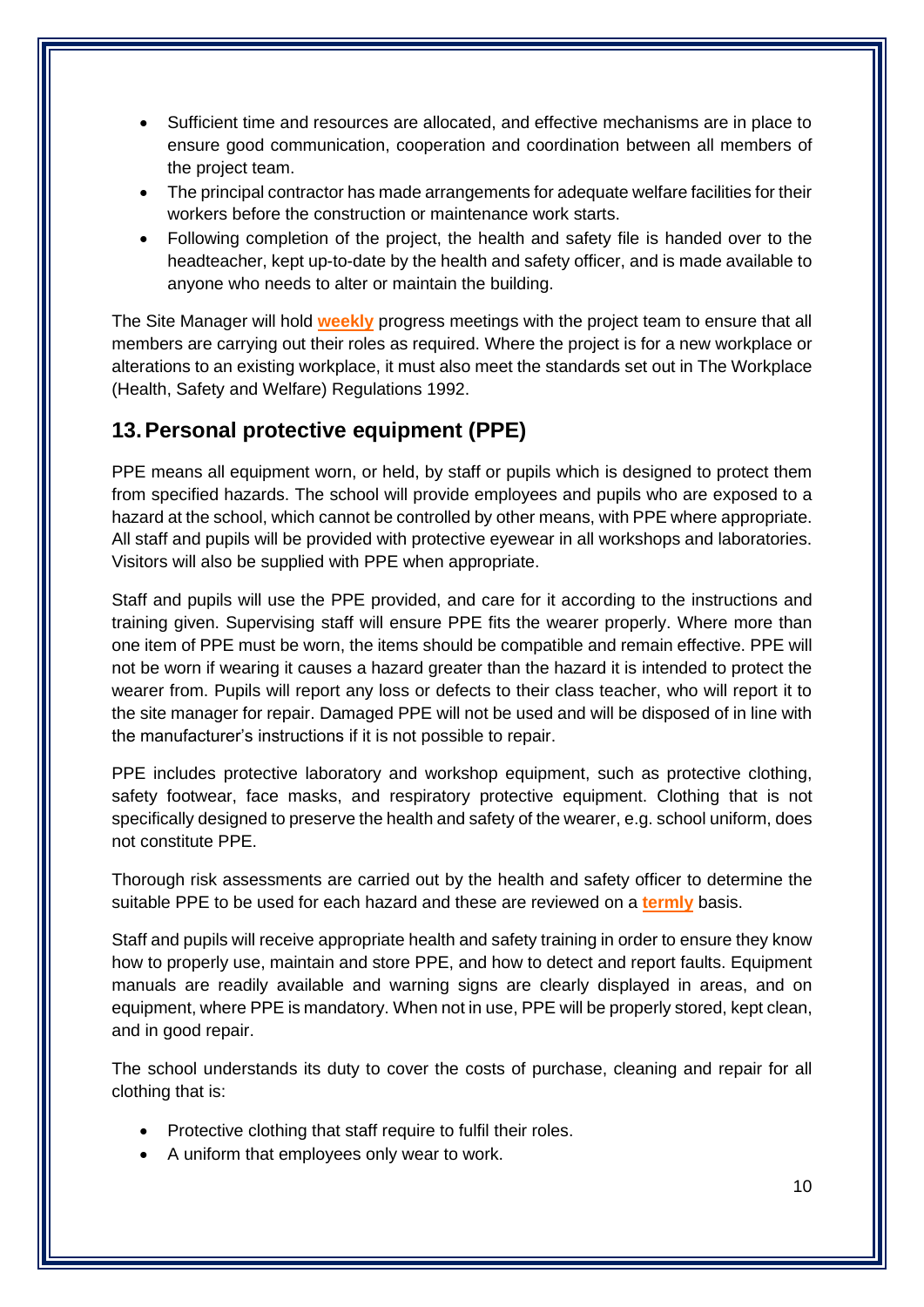- Sufficient time and resources are allocated, and effective mechanisms are in place to ensure good communication, cooperation and coordination between all members of the project team.
- The principal contractor has made arrangements for adequate welfare facilities for their workers before the construction or maintenance work starts.
- Following completion of the project, the health and safety file is handed over to the headteacher, kept up-to-date by the health and safety officer, and is made available to anyone who needs to alter or maintain the building.

The Site Manager will hold **weekly** progress meetings with the project team to ensure that all members are carrying out their roles as required. Where the project is for a new workplace or alterations to an existing workplace, it must also meet the standards set out in The Workplace (Health, Safety and Welfare) Regulations 1992.

## 13. Personal protective equipment (PPE)

PPE means all equipment worn, or held, by staff or pupils which is designed to protect them from specified hazards. The school will provide employees and pupils who are exposed to a hazard at the school, which cannot be controlled by other means, with PPE where appropriate. All staff and pupils will be provided with protective eyewear in all workshops and laboratories. Visitors will also be supplied with PPE when appropriate.

Staff and pupils will use the PPE provided, and care for it according to the instructions and training given. Supervising staff will ensure PPE fits the wearer properly. Where more than one item of PPE must be worn, the items should be compatible and remain effective. PPE will not be worn if wearing it causes a hazard greater than the hazard it is intended to protect the wearer from. Pupils will report any loss or defects to their class teacher, who will report it to the site manager for repair. Damaged PPE will not be used and will be disposed of in line with the manufacturer's instructions if it is not possible to repair.

PPE includes protective laboratory and workshop equipment, such as protective clothing, safety footwear, face masks, and respiratory protective equipment. Clothing that is not specifically designed to preserve the health and safety of the wearer, e.g. school uniform, does not constitute PPE.

Thorough risk assessments are carried out by the health and safety officer to determine the suitable PPE to be used for each hazard and these are reviewed on a **termly** basis.

Staff and pupils will receive appropriate health and safety training in order to ensure they know how to properly use, maintain and store PPE, and how to detect and report faults. Equipment manuals are readily available and warning signs are clearly displayed in areas, and on equipment, where PPE is mandatory. When not in use, PPE will be properly stored, kept clean, and in good repair.

The school understands its duty to cover the costs of purchase, cleaning and repair for all clothing that is:

- Protective clothing that staff require to fulfil their roles.
- A uniform that employees only wear to work.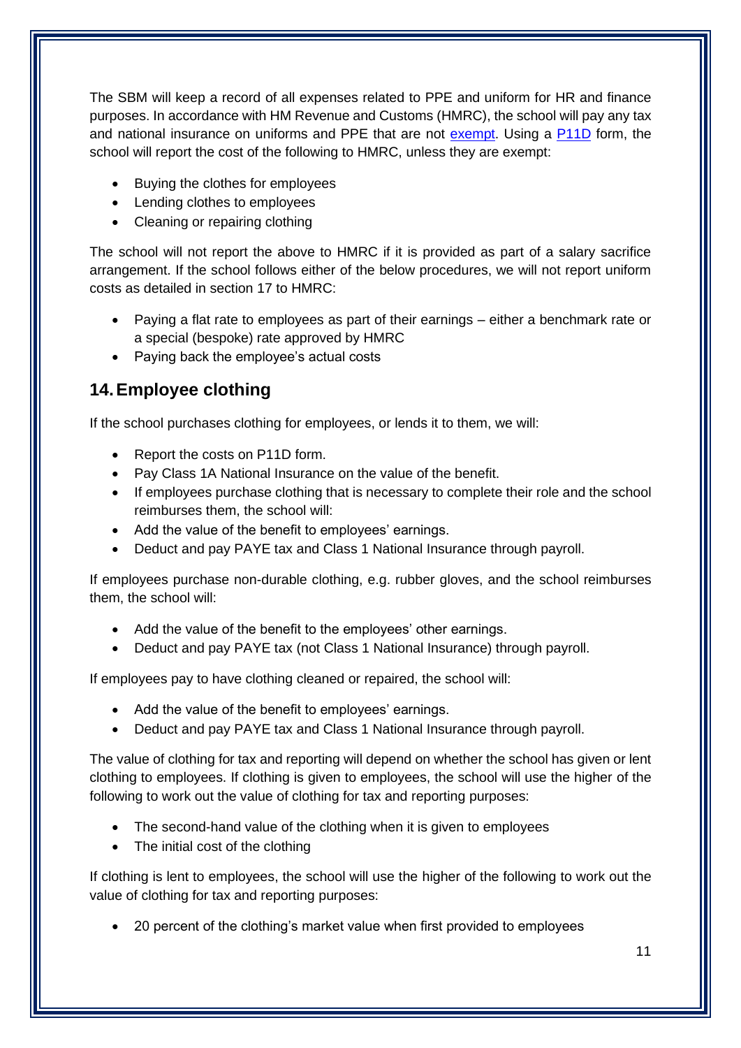The SBM will keep a record of all expenses related to PPE and uniform for HR and finance purposes. In accordance with HM Revenue and Customs (HMRC), the school will pay any tax and national insurance on uniforms and PPE that are not exempt. Using a P11D form, the school will report the cost of the following to HMRC, unless they are exempt:

- Buying the clothes for employees
- Lending clothes to employees
- Cleaning or repairing clothing

The school will not report the above to HMRC if it is provided as part of a salary sacrifice arrangement. If the school follows either of the below procedures, we will not report uniform costs as detailed in section 17 to HMRC:

- Paying a flat rate to employees as part of their earnings – either a benchmark rate or a special (bespoke) rate approved by HMRC
- Paying back the employee's actual costs

## 14. Employee clothing

If the school purchases clothing for employees, or lends it to them, we will:

- Report the costs on P11D form.
- Pay Class 1A National Insurance on the value of the benefit.
- If employees purchase clothing that is necessary to complete their role and the school reimburses them, the school will:
- Add the value of the benefit to employees' earnings.
- Deduct and pay PAYE tax and Class 1 National Insurance through payroll.

If employees purchase non-durable clothing, e.g. rubber gloves, and the school reimburses them, the school will:

- Add the value of the benefit to the employees' other earnings.
- Deduct and pay PAYE tax (not Class 1 National Insurance) through payroll.

If employees pay to have clothing cleaned or repaired, the school will:

- Add the value of the benefit to employees' earnings.
- Deduct and pay PAYE tax and Class 1 National Insurance through payroll.

The value of clothing for tax and reporting will depend on whether the school has given or lent clothing to employees. If clothing is given to employees, the school will use the higher of the following to work out the value of clothing for tax and reporting purposes:

- The second-hand value of the clothing when it is given to employees
- The initial cost of the clothing

If clothing is lent to employees, the school will use the higher of the following to work out the value of clothing for tax and reporting purposes:

- 20 percent of the clothing's market value when first provided to employees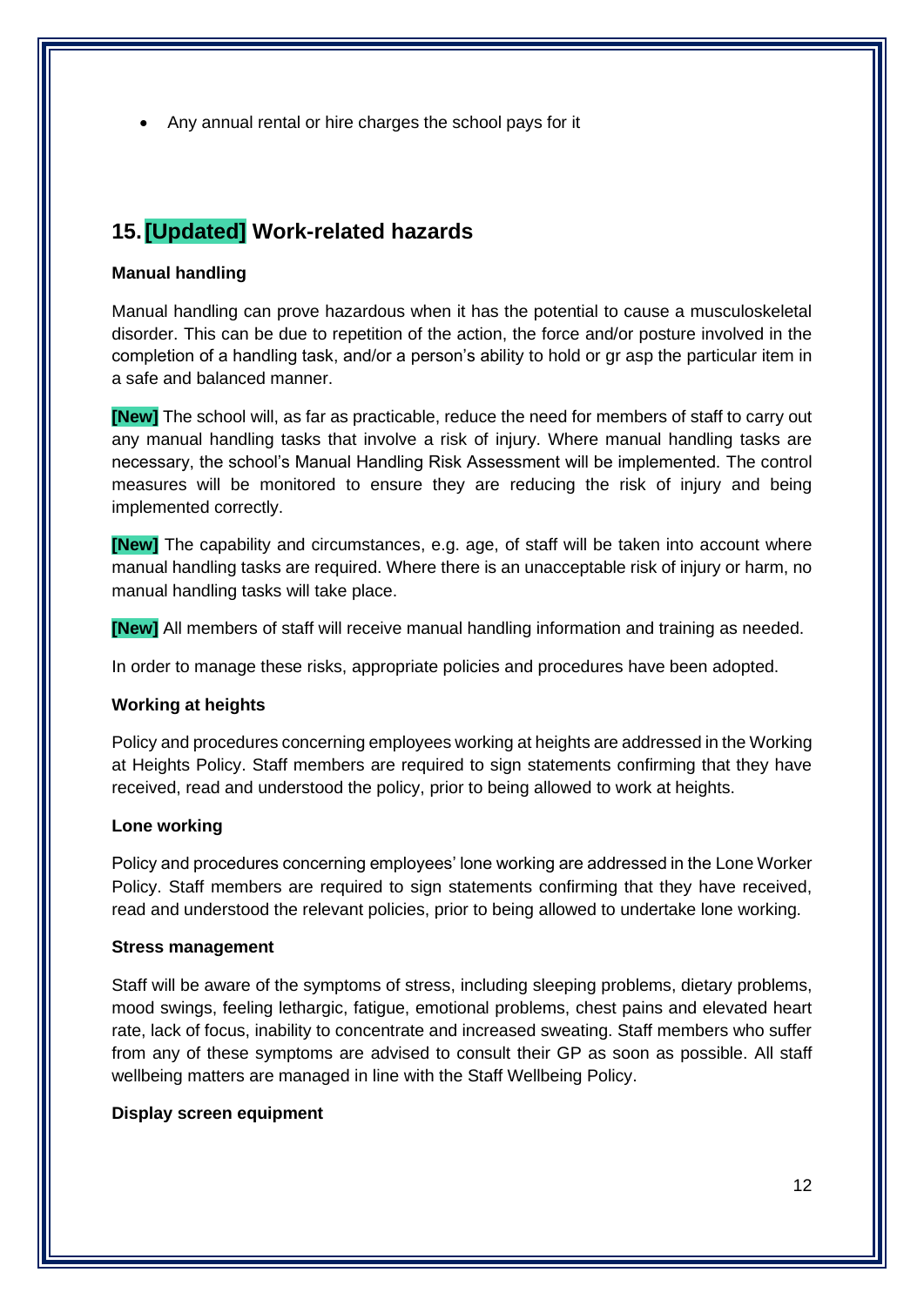- Any annual rental or hire charges the school pays for it

## 15. [Updated] Work-related hazards

**Manual handling**

Manual handling can prove hazardous when it has the potential to cause a musculoskeletal disorder. This can be due to repetition of the action, the force and/or posture involved in the completion of a handling task, and/or a person's ability to hold or gr asp the particular item in a safe and balanced manner.

**[New]** The school will, as far as practicable, reduce the need for members of staff to carry out any manual handling tasks that involve a risk of injury. Where manual handling tasks are necessary, the school's Manual Handling Risk Assessment will be implemented. The control measures will be monitored to ensure they are reducing the risk of injury and being implemented correctly.

**[New]** The capability and circumstances, e.g. age, of staff will be taken into account where manual handling tasks are required. Where there is an unacceptable risk of injury or harm, no manual handling tasks will take place.

**[New]** All members of staff will receive manual handling information and training as needed.

In order to manage these risks, appropriate policies and procedures have been adopted.

**Working at heights**

Policy and procedures concerning employees working at heights are addressed in the Working at Heights Policy. Staff members are required to sign statements confirming that they have received, read and understood the policy, prior to being allowed to work at heights.

**Lone working**

Policy and procedures concerning employees' lone working are addressed in the Lone Worker Policy. Staff members are required to sign statements confirming that they have received, read and understood the relevant policies, prior to being allowed to undertake lone working.

**Stress management**

Staff will be aware of the symptoms of stress, including sleeping problems, dietary problems, mood swings, feeling lethargic, fatigue, emotional problems, chest pains and elevated heart rate, lack of focus, inability to concentrate and increased sweating. Staff members who suffer from any of these symptoms are advised to consult their GP as soon as possible. All staff wellbeing matters are managed in line with the Staff Wellbeing Policy.

**Display screen equipment**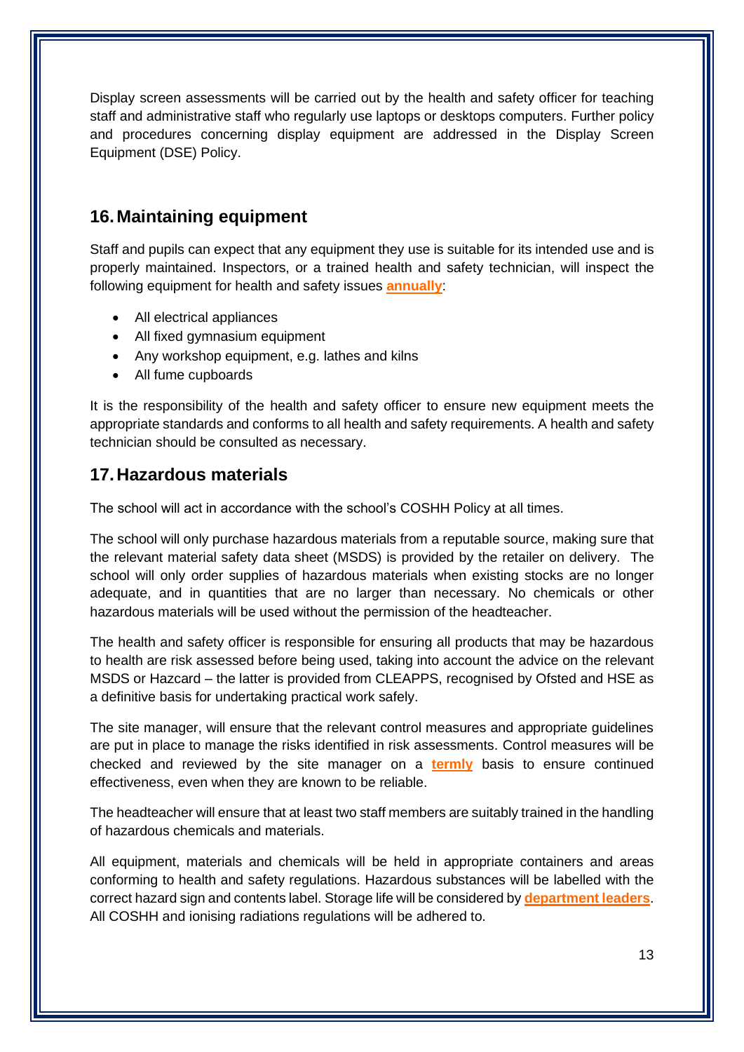Display screen assessments will be carried out by the health and safety officer for teaching staff and administrative staff who regularly use laptops or desktops computers. Further policy and procedures concerning display equipment are addressed in the Display Screen Equipment (DSE) Policy.

## 16. Maintaining equipment

Staff and pupils can expect that any equipment they use is suitable for its intended use and is properly maintained. Inspectors, or a trained health and safety technician, will inspect the following equipment for health and safety issues **annually**:

- All electrical appliances
- All fixed gymnasium equipment
- Any workshop equipment, e.g. lathes and kilns
- All fume cupboards

It is the responsibility of the health and safety officer to ensure new equipment meets the appropriate standards and conforms to all health and safety requirements. A health and safety technician should be consulted as necessary.

## 17. Hazardous materials

The school will act in accordance with the school's COSHH Policy at all times.

The school will only purchase hazardous materials from a reputable source, making sure that the relevant material safety data sheet (MSDS) is provided by the retailer on delivery. The school will only order supplies of hazardous materials when existing stocks are no longer adequate, and in quantities that are no larger than necessary. No chemicals or other hazardous materials will be used without the permission of the headteacher.

The health and safety officer is responsible for ensuring all products that may be hazardous to health are risk assessed before being used, taking into account the advice on the relevant MSDS or Hazcard – the latter is provided from CLEAPPS, recognised by Ofsted and HSE as a definitive basis for undertaking practical work safely.

The site manager, will ensure that the relevant control measures and appropriate guidelines are put in place to manage the risks identified in risk assessments. Control measures will be checked and reviewed by the site manager on a **termly** basis to ensure continued effectiveness, even when they are known to be reliable.

The headteacher will ensure that at least two staff members are suitably trained in the handling of hazardous chemicals and materials.

All equipment, materials and chemicals will be held in appropriate containers and areas conforming to health and safety regulations. Hazardous substances will be labelled with the correct hazard sign and contents label. Storage life will be considered by **department leaders**. All COSHH and ionising radiations regulations will be adhered to.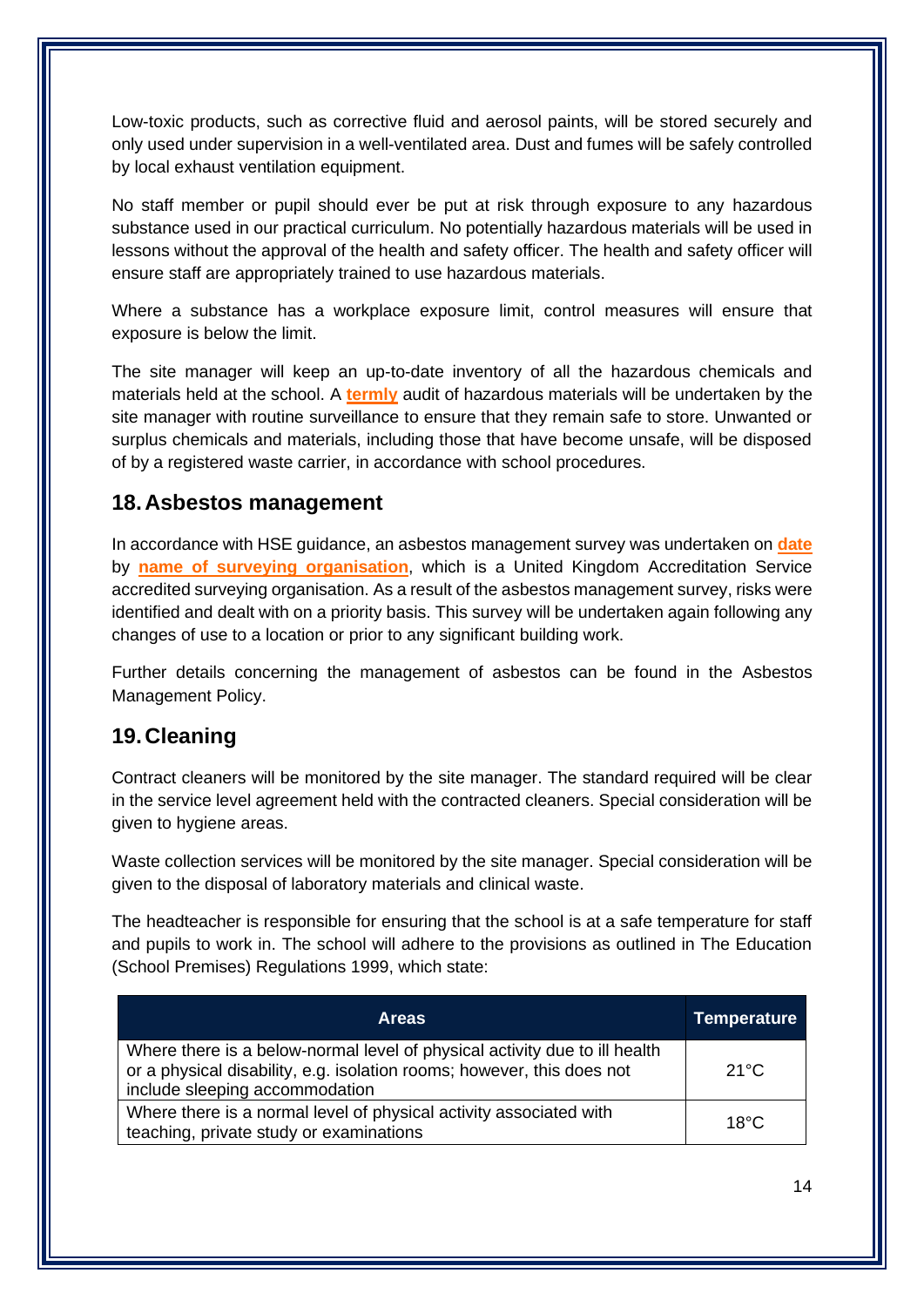Low-toxic products, such as corrective fluid and aerosol paints, will be stored securely and only used under supervision in a well-ventilated area. Dust and fumes will be safely controlled by local exhaust ventilation equipment.

No staff member or pupil should ever be put at risk through exposure to any hazardous substance used in our practical curriculum. No potentially hazardous materials will be used in lessons without the approval of the health and safety officer. The health and safety officer will ensure staff are appropriately trained to use hazardous materials.

Where a substance has a workplace exposure limit, control measures will ensure that exposure is below the limit.

The site manager will keep an up-to-date inventory of all the hazardous chemicals and materials held at the school. A **termly** audit of hazardous materials will be undertaken by the site manager with routine surveillance to ensure that they remain safe to store. Unwanted or surplus chemicals and materials, including those that have become unsafe, will be disposed of by a registered waste carrier, in accordance with school procedures.

## 18. Asbestos management

In accordance with HSE guidance, an asbestos management survey was undertaken on **date** by **name of surveying organisation**, which is a United Kingdom Accreditation Service accredited surveying organisation. As a result of the asbestos management survey, risks were identified and dealt with on a priority basis. This survey will be undertaken again following any changes of use to a location or prior to any significant building work.

Further details concerning the management of asbestos can be found in the Asbestos Management Policy.

## 19. Cleaning

Contract cleaners will be monitored by the site manager. The standard required will be clear in the service level agreement held with the contracted cleaners. Special consideration will be given to hygiene areas.

Waste collection services will be monitored by the site manager. Special consideration will be given to the disposal of laboratory materials and clinical waste.

The headteacher is responsible for ensuring that the school is at a safe temperature for staff and pupils to work in. The school will adhere to the provisions as outlined in The Education (School Premises) Regulations 1999, which state:

| Areas | Temperature |
|---|---|
| Where there is a below-normal level of physical activity due to ill health or a physical disability, e.g. isolation rooms; however, this does not include sleeping accommodation | 21°C |
| Where there is a normal level of physical activity associated with teaching, private study or examinations | 18°C |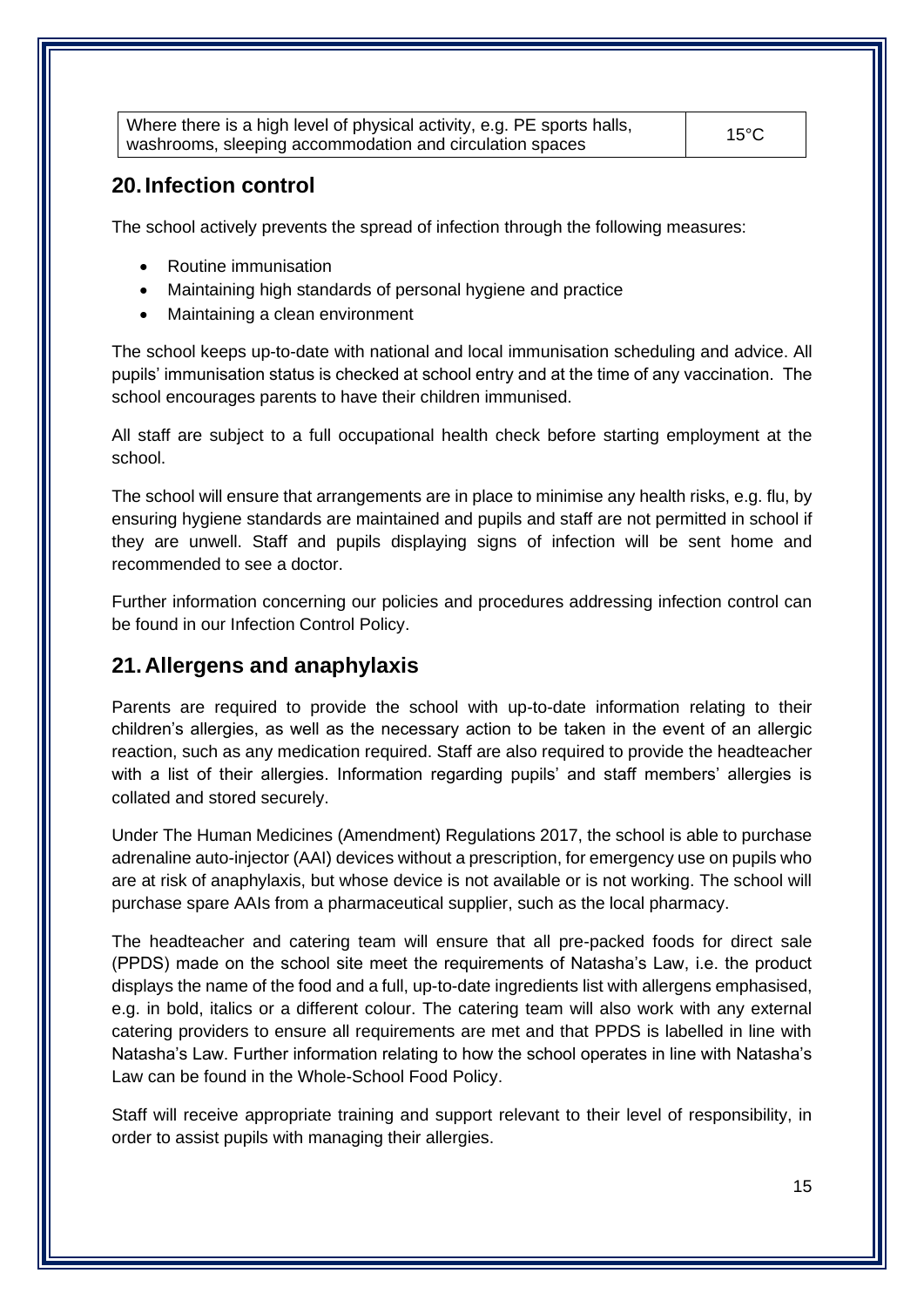| Where there is a high level of physical activity, e.g. PE sports halls, washrooms, sleeping accommodation and circulation spaces | 15°C |
| --- | --- |

## 20. Infection control

The school actively prevents the spread of infection through the following measures:

- Routine immunisation
- Maintaining high standards of personal hygiene and practice
- Maintaining a clean environment

The school keeps up-to-date with national and local immunisation scheduling and advice. All pupils' immunisation status is checked at school entry and at the time of any vaccination. The school encourages parents to have their children immunised.

All staff are subject to a full occupational health check before starting employment at the school.

The school will ensure that arrangements are in place to minimise any health risks, e.g. flu, by ensuring hygiene standards are maintained and pupils and staff are not permitted in school if they are unwell. Staff and pupils displaying signs of infection will be sent home and recommended to see a doctor.

Further information concerning our policies and procedures addressing infection control can be found in our Infection Control Policy.

## 21. Allergens and anaphylaxis

Parents are required to provide the school with up-to-date information relating to their children's allergies, as well as the necessary action to be taken in the event of an allergic reaction, such as any medication required. Staff are also required to provide the headteacher with a list of their allergies. Information regarding pupils' and staff members' allergies is collated and stored securely.

Under The Human Medicines (Amendment) Regulations 2017, the school is able to purchase adrenaline auto-injector (AAI) devices without a prescription, for emergency use on pupils who are at risk of anaphylaxis, but whose device is not available or is not working. The school will purchase spare AAIs from a pharmaceutical supplier, such as the local pharmacy.

The headteacher and catering team will ensure that all pre-packed foods for direct sale (PPDS) made on the school site meet the requirements of Natasha's Law, i.e. the product displays the name of the food and a full, up-to-date ingredients list with allergens emphasised, e.g. in bold, italics or a different colour. The catering team will also work with any external catering providers to ensure all requirements are met and that PPDS is labelled in line with Natasha's Law. Further information relating to how the school operates in line with Natasha's Law can be found in the Whole-School Food Policy.

Staff will receive appropriate training and support relevant to their level of responsibility, in order to assist pupils with managing their allergies.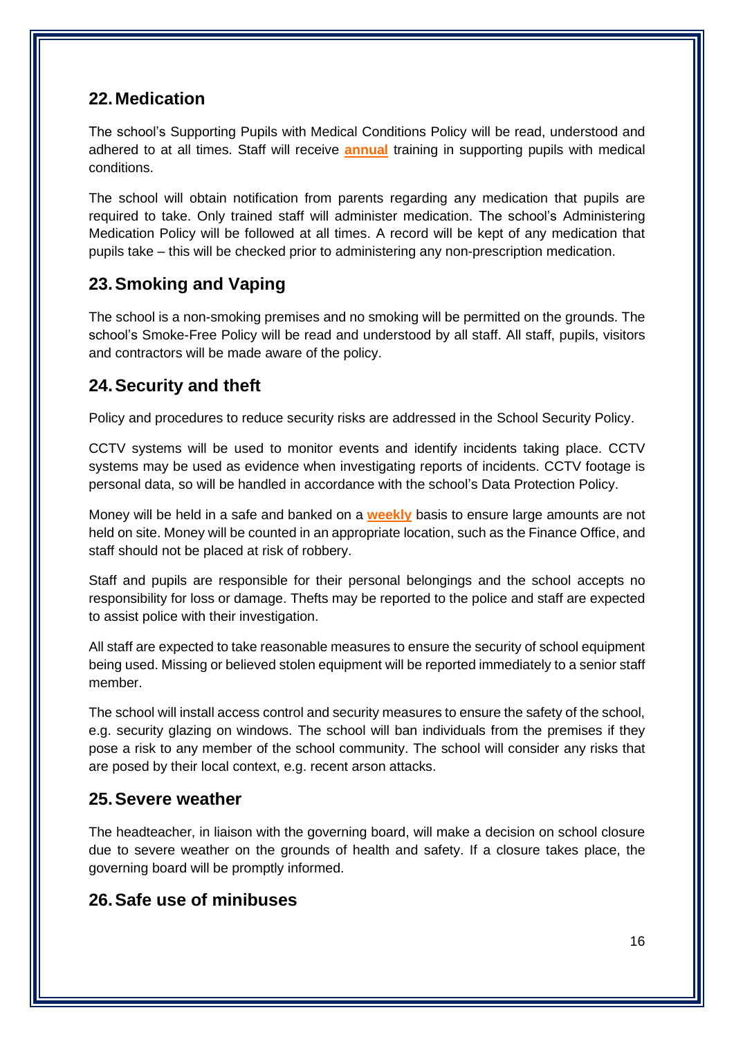## 22. Medication

The school's Supporting Pupils with Medical Conditions Policy will be read, understood and adhered to at all times. Staff will receive **annual** training in supporting pupils with medical conditions.

The school will obtain notification from parents regarding any medication that pupils are required to take. Only trained staff will administer medication. The school's Administering Medication Policy will be followed at all times. A record will be kept of any medication that pupils take – this will be checked prior to administering any non-prescription medication.

## 23. Smoking and Vaping

The school is a non-smoking premises and no smoking will be permitted on the grounds. The school's Smoke-Free Policy will be read and understood by all staff. All staff, pupils, visitors and contractors will be made aware of the policy.

## 24. Security and theft

Policy and procedures to reduce security risks are addressed in the School Security Policy.

CCTV systems will be used to monitor events and identify incidents taking place. CCTV systems may be used as evidence when investigating reports of incidents. CCTV footage is personal data, so will be handled in accordance with the school's Data Protection Policy.

Money will be held in a safe and banked on a **weekly** basis to ensure large amounts are not held on site. Money will be counted in an appropriate location, such as the Finance Office, and staff should not be placed at risk of robbery.

Staff and pupils are responsible for their personal belongings and the school accepts no responsibility for loss or damage. Thefts may be reported to the police and staff are expected to assist police with their investigation.

All staff are expected to take reasonable measures to ensure the security of school equipment being used. Missing or believed stolen equipment will be reported immediately to a senior staff member.

The school will install access control and security measures to ensure the safety of the school, e.g. security glazing on windows. The school will ban individuals from the premises if they pose a risk to any member of the school community. The school will consider any risks that are posed by their local context, e.g. recent arson attacks.

## 25. Severe weather

The headteacher, in liaison with the governing board, will make a decision on school closure due to severe weather on the grounds of health and safety. If a closure takes place, the governing board will be promptly informed.

## 26. Safe use of minibuses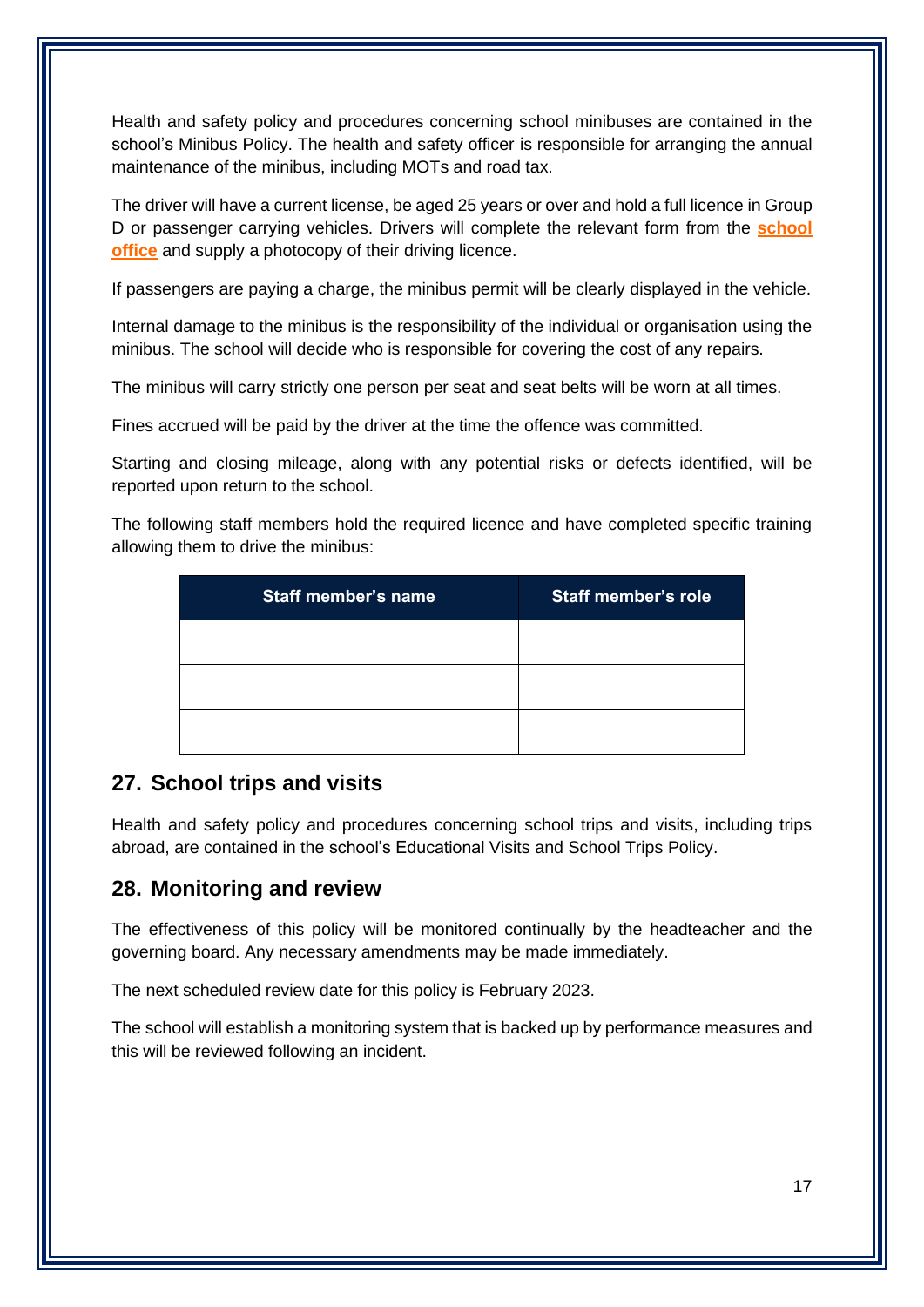Health and safety policy and procedures concerning school minibuses are contained in the school's Minibus Policy. The health and safety officer is responsible for arranging the annual maintenance of the minibus, including MOTs and road tax.

The driver will have a current license, be aged 25 years or over and hold a full licence in Group D or passenger carrying vehicles. Drivers will complete the relevant form from the **school office** and supply a photocopy of their driving licence.

If passengers are paying a charge, the minibus permit will be clearly displayed in the vehicle.

Internal damage to the minibus is the responsibility of the individual or organisation using the minibus. The school will decide who is responsible for covering the cost of any repairs.

The minibus will carry strictly one person per seat and seat belts will be worn at all times.

Fines accrued will be paid by the driver at the time the offence was committed.

Starting and closing mileage, along with any potential risks or defects identified, will be reported upon return to the school.

The following staff members hold the required licence and have completed specific training allowing them to drive the minibus:

| Staff member's name | Staff member's role |
|---|---|
| | |
| | |
| | |

## 27. School trips and visits

Health and safety policy and procedures concerning school trips and visits, including trips abroad, are contained in the school's Educational Visits and School Trips Policy.

## 28. Monitoring and review

The effectiveness of this policy will be monitored continually by the headteacher and the governing board. Any necessary amendments may be made immediately.

The next scheduled review date for this policy is February 2023.

The school will establish a monitoring system that is backed up by performance measures and this will be reviewed following an incident.